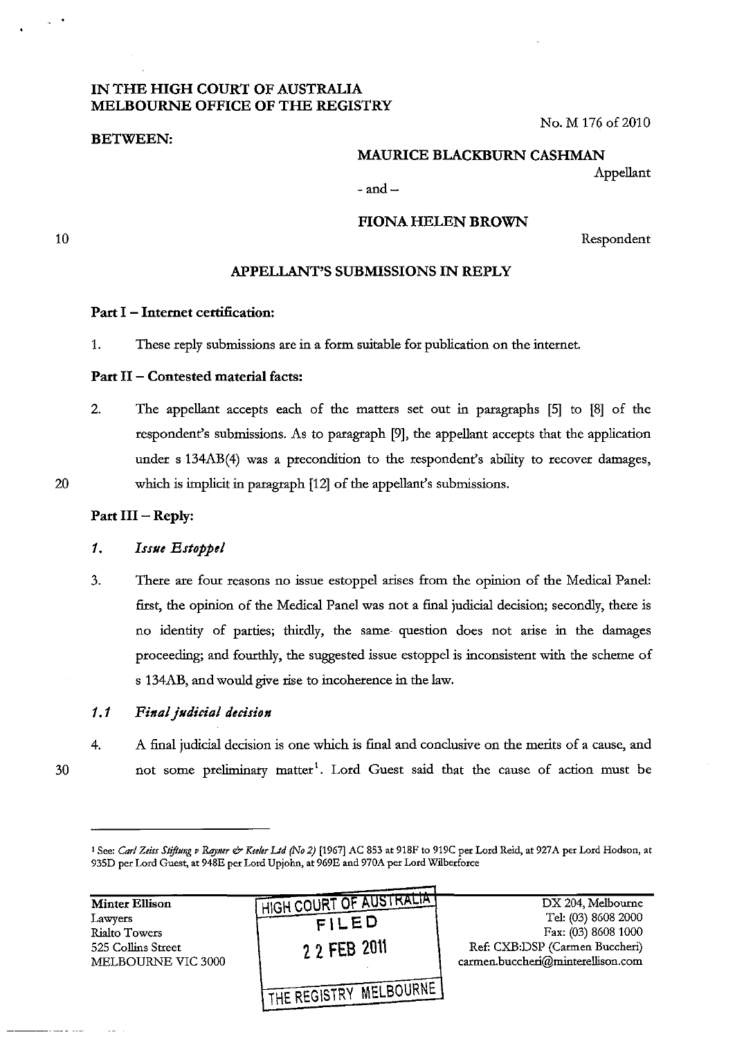IN THE HIGH COURT OF AUSTRALIA
MELBOURNE OFFICE OF THE REGISTRY

No. M 176 of 2010

BETWEEN:

**MAURICE BLACKBURN CASHMAN**
Appellant

- and –

**FIONA HELEN BROWN**
Respondent

## APPELLANT'S SUBMISSIONS IN REPLY

### Part I – Internet certification:

1. These reply submissions are in a form suitable for publication on the internet.

### Part II – Contested material facts:

2. The appellant accepts each of the matters set out in paragraphs [5] to [8] of the respondent's submissions. As to paragraph [9], the appellant accepts that the application under s 134AB(4) was a precondition to the respondent's ability to recover damages, which is implicit in paragraph [12] of the appellant's submissions.

### Part III – Reply:

#### *1. Issue Estoppel*

3. There are four reasons no issue estoppel arises from the opinion of the Medical Panel: first, the opinion of the Medical Panel was not a final judicial decision; secondly, there is no identity of parties; thirdly, the same question does not arise in the damages proceeding; and fourthly, the suggested issue estoppel is inconsistent with the scheme of s 134AB, and would give rise to incoherence in the law.

#### *1.1 Final judicial decision*

4. A final judicial decision is one which is final and conclusive on the merits of a cause, and not some preliminary matter[1]. Lord Guest said that the cause of action must be

[1] See: *Carl Zeiss Stiftung v Rayner & Keeler Ltd (No 2)* [1967] AC 853 at 918F to 919C per Lord Reid, at 927A per Lord Hodson, at 935D per Lord Guest, at 948E per Lord Upjohn, at 969E and 970A per Lord Wilberforce

Minter Ellison
Lawyers
Rialto Towers
525 Collins Street
MELBOURNE VIC 3000

HIGH COURT OF AUSTRALIA
FILED
22 FEB 2011
THE REGISTRY MELBOURNE

DX 204, Melbourne
Tel: (03) 8608 2000
Fax: (03) 8608 1000
Ref: CXB:DSP (Carmen Buccheri)
carmen.buccheri@minterellison.com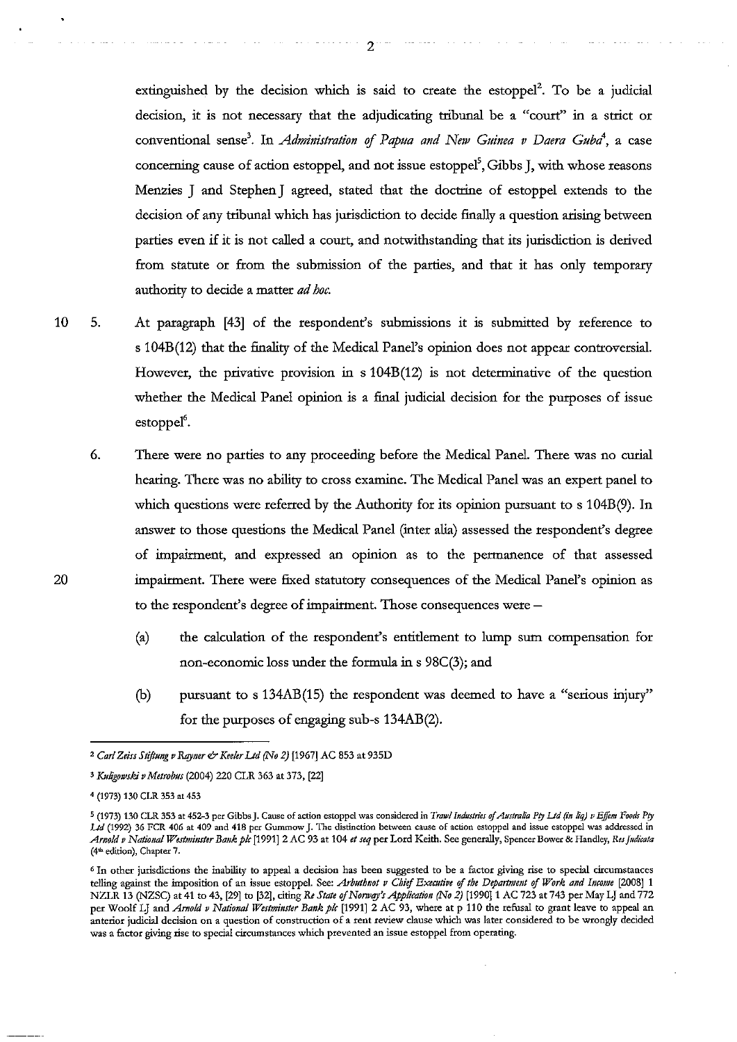extinguished by the decision which is said to create the estoppel[2]. To be a judicial decision, it is not necessary that the adjudicating tribunal be a "court" in a strict or conventional sense[3]. In *Administration of Papua and New Guinea v Daera Guba*[4], a case concerning cause of action estoppel, and not issue estoppel[5], Gibbs J, with whose reasons Menzies J and Stephen J agreed, stated that the doctrine of estoppel extends to the decision of any tribunal which has jurisdiction to decide finally a question arising between parties even if it is not called a court, and notwithstanding that its jurisdiction is derived from statute or from the submission of the parties, and that it has only temporary authority to decide a matter *ad hoc*.

5. At paragraph [43] of the respondent's submissions it is submitted by reference to s 104B(12) that the finality of the Medical Panel's opinion does not appear controversial. However, the privative provision in s 104B(12) is not determinative of the question whether the Medical Panel opinion is a final judicial decision for the purposes of issue estoppel[6].

6. There were no parties to any proceeding before the Medical Panel. There was no curial hearing. There was no ability to cross examine. The Medical Panel was an expert panel to which questions were referred by the Authority for its opinion pursuant to s 104B(9). In answer to those questions the Medical Panel (inter alia) assessed the respondent's degree of impairment, and expressed an opinion as to the permanence of that assessed impairment. There were fixed statutory consequences of the Medical Panel's opinion as to the respondent's degree of impairment. Those consequences were –

   (a) the calculation of the respondent's entitlement to lump sum compensation for non-economic loss under the formula in s 98C(3); and

   (b) pursuant to s 134AB(15) the respondent was deemed to have a "serious injury" for the purposes of engaging sub-s 134AB(2).

---

[2] *Carl Zeiss Stiftung v Rayner & Keeler Ltd (No 2)* [1967] AC 853 at 935D

[3] *Kuligowski v Metrobus* (2004) 220 CLR 363 at 373, [22]

[4] (1973) 130 CLR 353 at 453

[5] (1973) 130 CLR 353 at 452-3 per Gibbs J. Cause of action estoppel was considered in *Trawl Industries of Australia Pty Ltd (in liq) v Effem Foods Pty Ltd* (1992) 36 FCR 406 at 409 and 418 per Gummow J. The distinction between cause of action estoppel and issue estoppel was addressed in *Arnold v National Westminster Bank plc* [1991] 2 AC 93 at 104 *et seq* per Lord Keith. See generally, Spencer Bower & Handley, *Res Judicata* (4th edition), Chapter 7.

[6] In other jurisdictions the inability to appeal a decision has been suggested to be a factor giving rise to special circumstances telling against the imposition of an issue estoppel. See: *Arbuthnot v Chief Executive of the Department of Work and Income* [2008] 1 NZLR 13 (NZSC) at 41 to 43, [29] to [32], citing *Re State of Norway's Application (No 2)* [1990] 1 AC 723 at 743 per May LJ and 772 per Woolf LJ and *Arnold v National Westminster Bank plc* [1991] 2 AC 93, where at p 110 the refusal to grant leave to appeal an anterior judicial decision on a question of construction of a rent review clause which was later considered to be wrongly decided was a factor giving rise to special circumstances which prevented an issue estoppel from operating.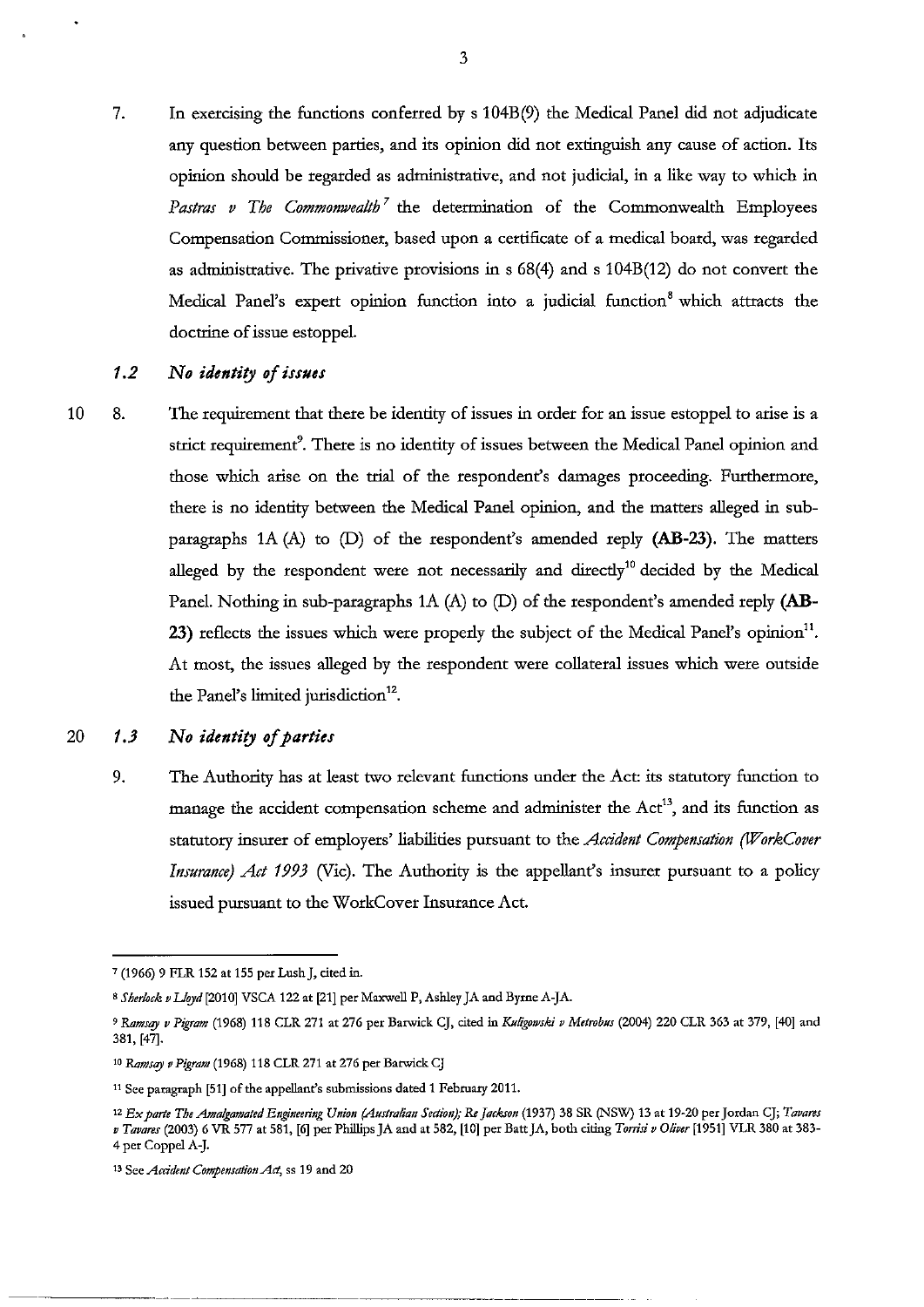7. In exercising the functions conferred by s 104B(9) the Medical Panel did not adjudicate any question between parties, and its opinion did not extinguish any cause of action. Its opinion should be regarded as administrative, and not judicial, in a like way to which in *Pastras v The Commonwealth*[7] the determination of the Commonwealth Employees Compensation Commissioner, based upon a certificate of a medical board, was regarded as administrative. The privative provisions in s 68(4) and s 104B(12) do not convert the Medical Panel's expert opinion function into a judicial function[8] which attracts the doctrine of issue estoppel.

### *1.2 No identity of issues*

8. The requirement that there be identity of issues in order for an issue estoppel to arise is a strict requirement[9]. There is no identity of issues between the Medical Panel opinion and those which arise on the trial of the respondent's damages proceeding. Furthermore, there is no identity between the Medical Panel opinion, and the matters alleged in sub-paragraphs 1A (A) to (D) of the respondent's amended reply **(AB-23)**. The matters alleged by the respondent were not necessarily and directly[10] decided by the Medical Panel. Nothing in sub-paragraphs 1A (A) to (D) of the respondent's amended reply **(AB-23)** reflects the issues which were properly the subject of the Medical Panel's opinion[11]. At most, the issues alleged by the respondent were collateral issues which were outside the Panel's limited jurisdiction[12].

### *1.3 No identity of parties*

9. The Authority has at least two relevant functions under the Act: its statutory function to manage the accident compensation scheme and administer the Act[13], and its function as statutory insurer of employers' liabilities pursuant to the *Accident Compensation (WorkCover Insurance) Act 1993* (Vic). The Authority is the appellant's insurer pursuant to a policy issued pursuant to the WorkCover Insurance Act.

---

[7] (1966) 9 FLR 152 at 155 per Lush J, cited in.

[8] *Sherlock v Lloyd* [2010] VSCA 122 at [21] per Maxwell P, Ashley JA and Byrne A-JA.

[9] *Ramsay v Pigram* (1968) 118 CLR 271 at 276 per Barwick CJ, cited in *Kuligowski v Metrobus* (2004) 220 CLR 363 at 379, [40] and 381, [47].

[10] *Ramsay v Pigram* (1968) 118 CLR 271 at 276 per Barwick CJ

[11] See paragraph [51] of the appellant's submissions dated 1 February 2011.

[12] *Ex parte The Amalgamated Engineering Union (Australian Section); Re Jackson* (1937) 38 SR (NSW) 13 at 19-20 per Jordan CJ; *Tavares v Tavares* (2003) 6 VR 577 at 581, [6] per Phillips JA and at 582, [10] per Batt JA, both citing *Torrisi v Oliver* [1951] VLR 380 at 383-4 per Coppel A-J.

[13] See *Accident Compensation Act*, ss 19 and 20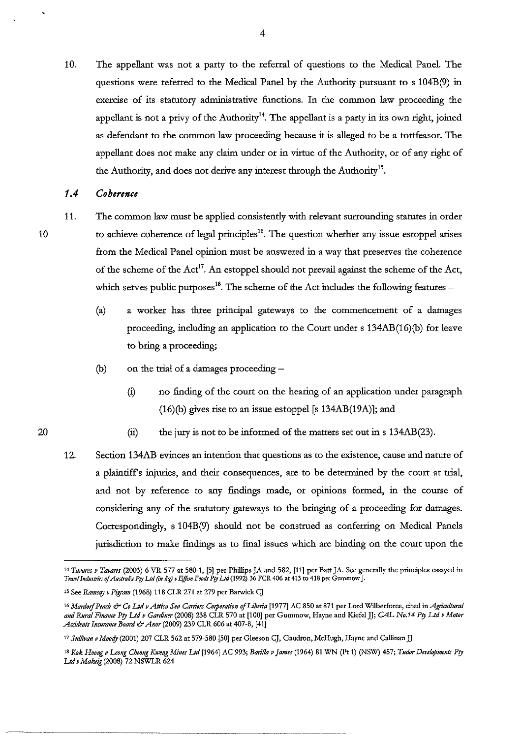10. The appellant was not a party to the referral of questions to the Medical Panel. The questions were referred to the Medical Panel by the Authority pursuant to s 104B(9) in exercise of its statutory administrative functions. In the common law proceeding the appellant is not a privy of the Authority[14]. The appellant is a party in its own right, joined as defendant to the common law proceeding because it is alleged to be a tortfeasor. The appellant does not make any claim under or in virtue of the Authority, or of any right of the Authority, and does not derive any interest through the Authority[15].

### *1.4 Coherence*

11. The common law must be applied consistently with relevant surrounding statutes in order to achieve coherence of legal principles[16]. The question whether any issue estoppel arises from the Medical Panel opinion must be answered in a way that preserves the coherence of the scheme of the Act[17]. An estoppel should not prevail against the scheme of the Act, which serves public purposes[18]. The scheme of the Act includes the following features –

    (a) a worker has three principal gateways to the commencement of a damages proceeding, including an application to the Court under s 134AB(16)(b) for leave to bring a proceeding;

    (b) on the trial of a damages proceeding –

    (i) no finding of the court on the hearing of an application under paragraph (16)(b) gives rise to an issue estoppel [s 134AB(19A)]; and

    (ii) the jury is not to be informed of the matters set out in s 134AB(23).

12. Section 134AB evinces an intention that questions as to the existence, cause and nature of a plaintiff's injuries, and their consequences, are to be determined by the court at trial, and not by reference to any findings made, or opinions formed, in the course of considering any of the statutory gateways to the bringing of a proceeding for damages. Correspondingly, s 104B(9) should not be construed as conferring on Medical Panels jurisdiction to make findings as to final issues which are binding on the court upon the

---

[14] *Tavares v Tavares* (2003) 6 VR 577 at 580-1, [5] per Phillips JA and 582, [11] per Batt JA. See generally the principles essayed in *Trawl Industries of Australia Pty Ltd (in liq) v Effem Foods Pty Ltd* (1992) 36 FCR 406 at 413 to 418 per Gummow J.

[15] See *Ramsay v Pigram* (1968) 118 CLR 271 at 279 per Barwick CJ

[16] *Mardorf Peach & Co Ltd v Attica Sea Carriers Corporation of Liberia* [1977] AC 850 at 871 per Lord Wilberforce, cited in *Agricultural and Rural Finance Pty Ltd v Gardiner* (2008) 238 CLR 570 at [100] per Gummow, Hayne and Kiefel JJ; *CAL No.14 Pty Ltd v Motor Accidents Insurance Board & Anor* (2009) 239 CLR 606 at 407-8, [41]

[17] *Sullivan v Moody* (2001) 207 CLR 562 at 579-580 [50] per Gleeson CJ, Gaudron, McHugh, Hayne and Callinan JJ

[18] *Kok Hoong v Leong Cheong Kweng Mines Ltd* [1964] AC 993; *Barilla v James* (1964) 81 WN (Pt 1) (NSW) 457; *Tudor Developments Pty Ltd v Makeig* (2008) 72 NSWLR 624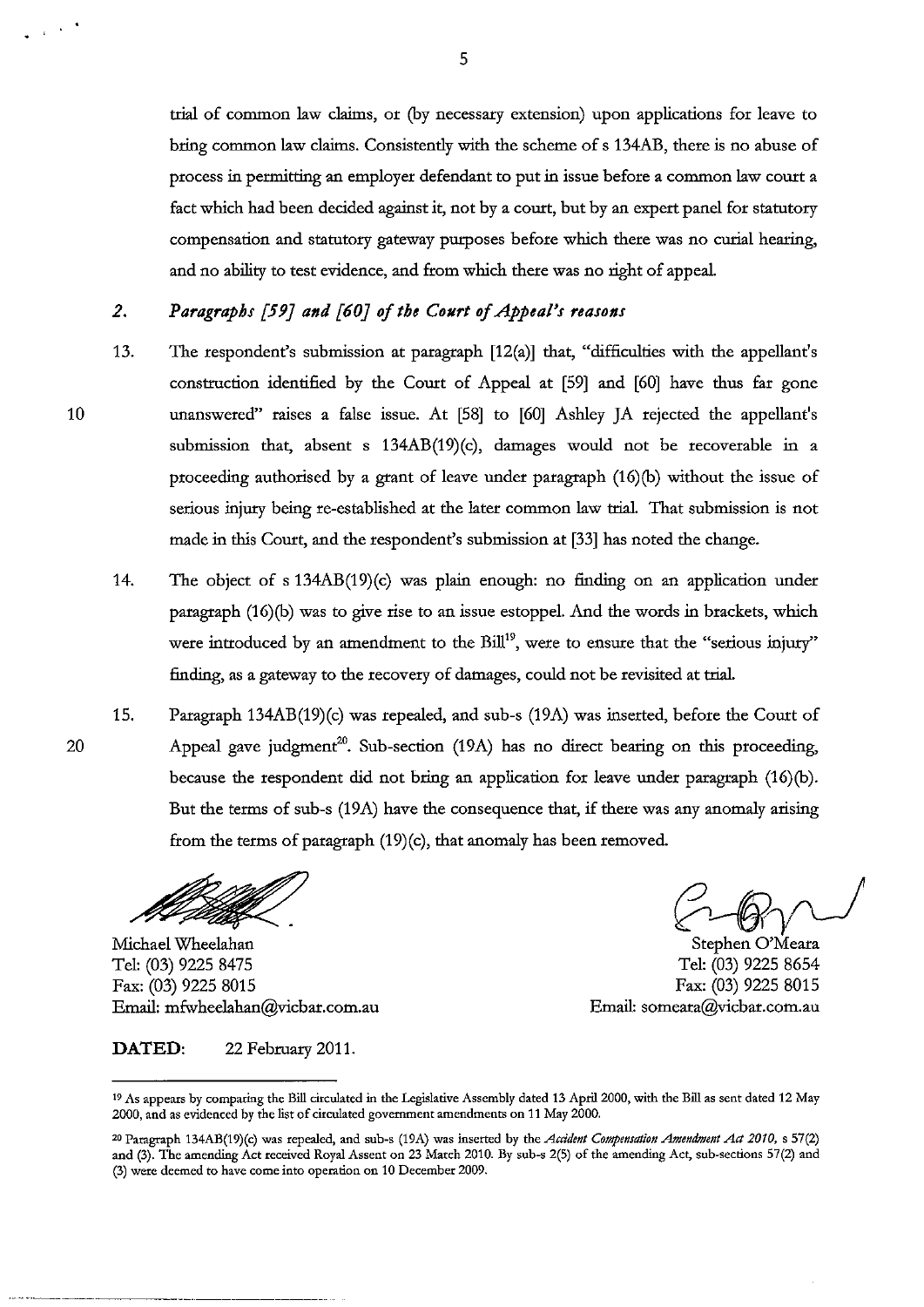trial of common law claims, or (by necessary extension) upon applications for leave to bring common law claims. Consistently with the scheme of s 134AB, there is no abuse of process in permitting an employer defendant to put in issue before a common law court a fact which had been decided against it, not by a court, but by an expert panel for statutory compensation and statutory gateway purposes before which there was no curial hearing, and no ability to test evidence, and from which there was no right of appeal.

## *2. Paragraphs [59] and [60] of the Court of Appeal's reasons*

13. The respondent's submission at paragraph [12(a)] that, "difficulties with the appellant's construction identified by the Court of Appeal at [59] and [60] have thus far gone unanswered" raises a false issue. At [58] to [60] Ashley JA rejected the appellant's submission that, absent s 134AB(19)(c), damages would not be recoverable in a proceeding authorised by a grant of leave under paragraph (16)(b) without the issue of serious injury being re-established at the later common law trial. That submission is not made in this Court, and the respondent's submission at [33] has noted the change.

14. The object of s 134AB(19)(c) was plain enough: no finding on an application under paragraph (16)(b) was to give rise to an issue estoppel. And the words in brackets, which were introduced by an amendment to the Bill[19], were to ensure that the "serious injury" finding, as a gateway to the recovery of damages, could not be revisited at trial.

15. Paragraph 134AB(19)(c) was repealed, and sub-s (19A) was inserted, before the Court of Appeal gave judgment[20]. Sub-section (19A) has no direct bearing on this proceeding, because the respondent did not bring an application for leave under paragraph (16)(b). But the terms of sub-s (19A) have the consequence that, if there was any anomaly arising from the terms of paragraph (19)(c), that anomaly has been removed.

Michael Wheelahan
Tel: (03) 9225 8475
Fax: (03) 9225 8015
Email: mfwheelahan@vicbar.com.au

Stephen O'Meara
Tel: (03) 9225 8654
Fax: (03) 9225 8015
Email: someara@vicbar.com.au

**DATED:** 22 February 2011.

---

[19] As appears by comparing the Bill circulated in the Legislative Assembly dated 13 April 2000, with the Bill as sent dated 12 May 2000, and as evidenced by the list of circulated government amendments on 11 May 2000.

[20] Paragraph 134AB(19)(c) was repealed, and sub-s (19A) was inserted by the *Accident Compensation Amendment Act 2010*, s 57(2) and (3). The amending Act received Royal Assent on 23 March 2010. By sub-s 2(5) of the amending Act, sub-sections 57(2) and (3) were deemed to have come into operation on 10 December 2009.